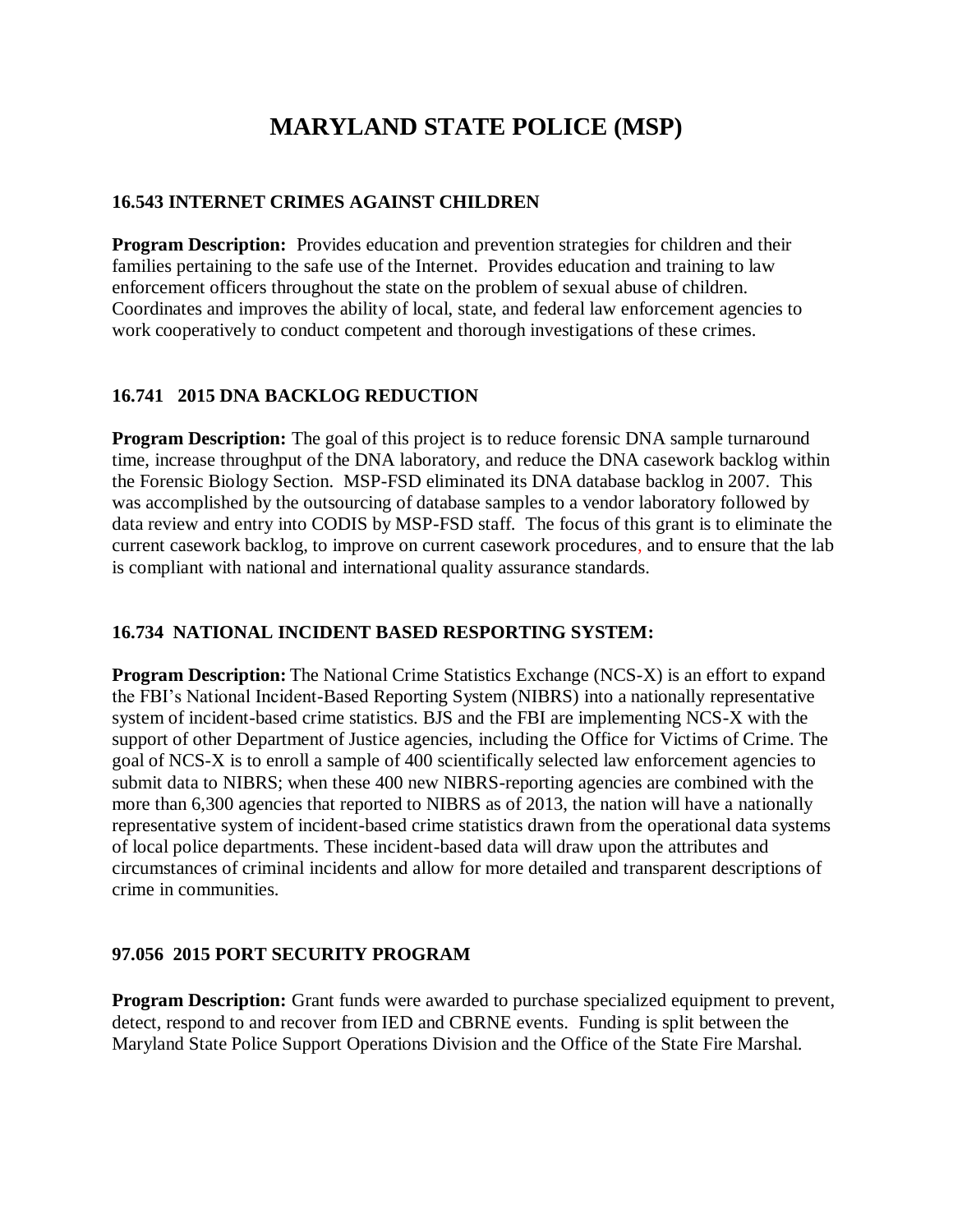# MARYLAND STATE POLICE (MSP)

## 16.543 INTERNET CRIMES AGAINST CHILDREN

**Program Description:** Provides education and prevention strategies for children and their families pertaining to the safe use of the Internet. Provides education and training to law enforcement officers throughout the state on the problem of sexual abuse of children. Coordinates and improves the ability of local, state, and federal law enforcement agencies to work cooperatively to conduct competent and thorough investigations of these crimes.

## 16.741 2015 DNA BACKLOG REDUCTION

**Program Description:** The goal of this project is to reduce forensic DNA sample turnaround time, increase throughput of the DNA laboratory, and reduce the DNA casework backlog within the Forensic Biology Section. MSP-FSD eliminated its DNA database backlog in 2007. This was accomplished by the outsourcing of database samples to a vendor laboratory followed by data review and entry into CODIS by MSP-FSD staff. The focus of this grant is to eliminate the current casework backlog, to improve on current casework procedures, and to ensure that the lab is compliant with national and international quality assurance standards.

## 16.734 NATIONAL INCIDENT BASED RESPORTING SYSTEM:

**Program Description:** The National Crime Statistics Exchange (NCS-X) is an effort to expand the FBI's National Incident-Based Reporting System (NIBRS) into a nationally representative system of incident-based crime statistics. BJS and the FBI are implementing NCS-X with the support of other Department of Justice agencies, including the Office for Victims of Crime. The goal of NCS-X is to enroll a sample of 400 scientifically selected law enforcement agencies to submit data to NIBRS; when these 400 new NIBRS-reporting agencies are combined with the more than 6,300 agencies that reported to NIBRS as of 2013, the nation will have a nationally representative system of incident-based crime statistics drawn from the operational data systems of local police departments. These incident-based data will draw upon the attributes and circumstances of criminal incidents and allow for more detailed and transparent descriptions of crime in communities.

## 97.056 2015 PORT SECURITY PROGRAM

**Program Description:** Grant funds were awarded to purchase specialized equipment to prevent, detect, respond to and recover from IED and CBRNE events. Funding is split between the Maryland State Police Support Operations Division and the Office of the State Fire Marshal.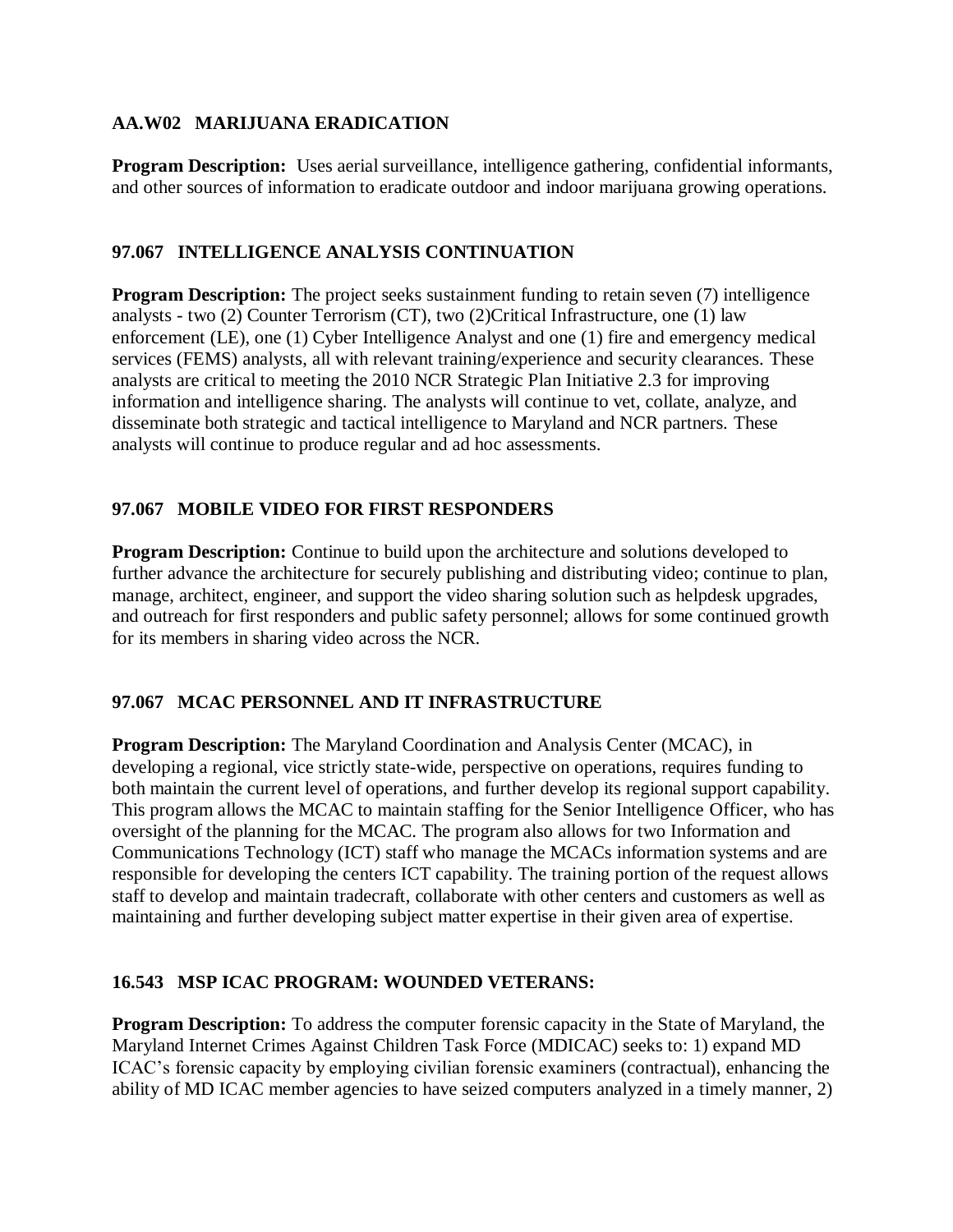**AA.W02 MARIJUANA ERADICATION**

**Program Description:** Uses aerial surveillance, intelligence gathering, confidential informants, and other sources of information to eradicate outdoor and indoor marijuana growing operations.

**97.067 INTELLIGENCE ANALYSIS CONTINUATION**

**Program Description:** The project seeks sustainment funding to retain seven (7) intelligence analysts - two (2) Counter Terrorism (CT), two (2)Critical Infrastructure, one (1) law enforcement (LE), one (1) Cyber Intelligence Analyst and one (1) fire and emergency medical services (FEMS) analysts, all with relevant training/experience and security clearances. These analysts are critical to meeting the 2010 NCR Strategic Plan Initiative 2.3 for improving information and intelligence sharing. The analysts will continue to vet, collate, analyze, and disseminate both strategic and tactical intelligence to Maryland and NCR partners. These analysts will continue to produce regular and ad hoc assessments.

**97.067 MOBILE VIDEO FOR FIRST RESPONDERS**

**Program Description:** Continue to build upon the architecture and solutions developed to further advance the architecture for securely publishing and distributing video; continue to plan, manage, architect, engineer, and support the video sharing solution such as helpdesk upgrades, and outreach for first responders and public safety personnel; allows for some continued growth for its members in sharing video across the NCR.

**97.067 MCAC PERSONNEL AND IT INFRASTRUCTURE**

**Program Description:** The Maryland Coordination and Analysis Center (MCAC), in developing a regional, vice strictly state-wide, perspective on operations, requires funding to both maintain the current level of operations, and further develop its regional support capability. This program allows the MCAC to maintain staffing for the Senior Intelligence Officer, who has oversight of the planning for the MCAC. The program also allows for two Information and Communications Technology (ICT) staff who manage the MCACs information systems and are responsible for developing the centers ICT capability. The training portion of the request allows staff to develop and maintain tradecraft, collaborate with other centers and customers as well as maintaining and further developing subject matter expertise in their given area of expertise.

**16.543 MSP ICAC PROGRAM: WOUNDED VETERANS:**

**Program Description:** To address the computer forensic capacity in the State of Maryland, the Maryland Internet Crimes Against Children Task Force (MDICAC) seeks to: 1) expand MD ICAC's forensic capacity by employing civilian forensic examiners (contractual), enhancing the ability of MD ICAC member agencies to have seized computers analyzed in a timely manner, 2)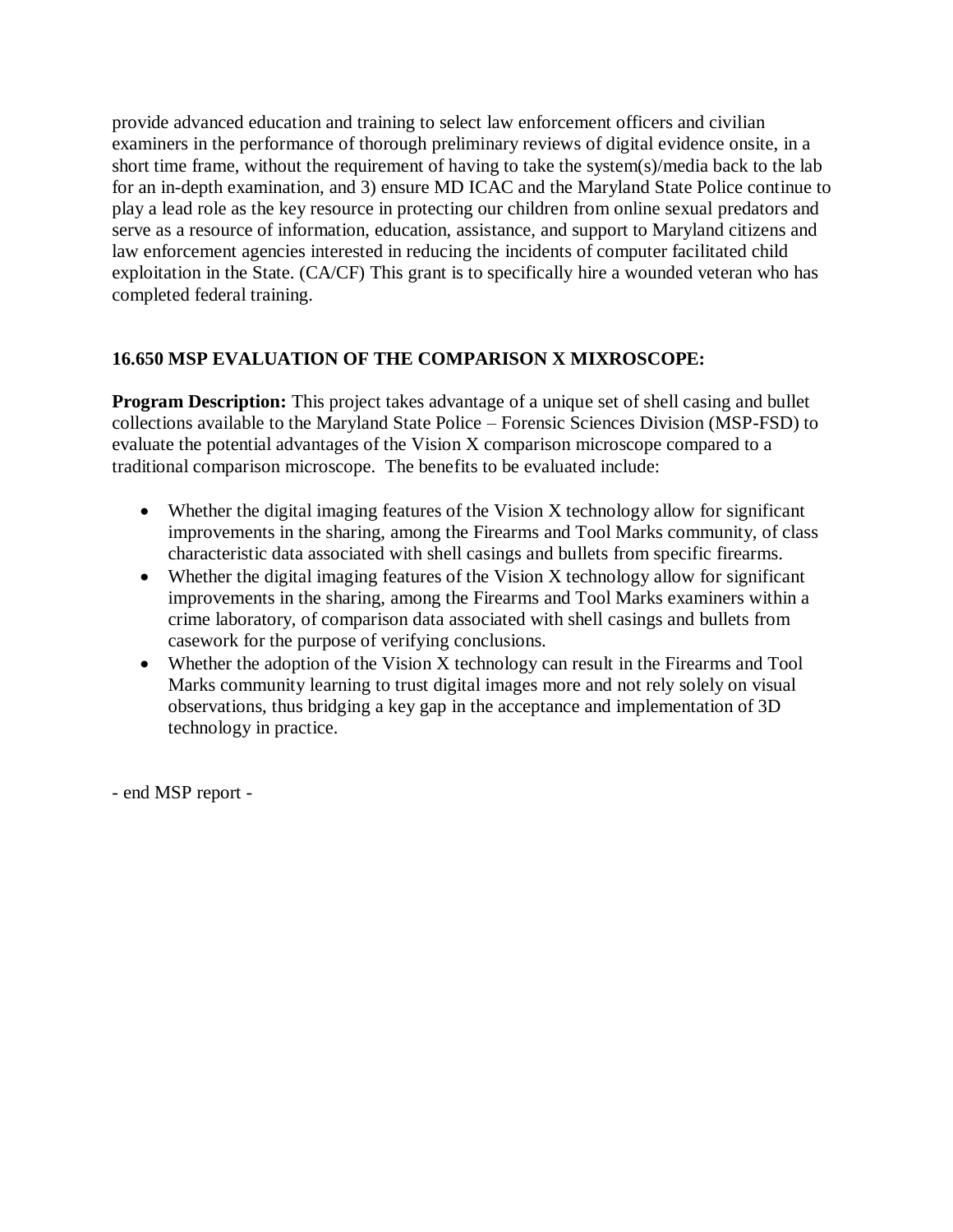provide advanced education and training to select law enforcement officers and civilian examiners in the performance of thorough preliminary reviews of digital evidence onsite, in a short time frame, without the requirement of having to take the system(s)/media back to the lab for an in-depth examination, and 3) ensure MD ICAC and the Maryland State Police continue to play a lead role as the key resource in protecting our children from online sexual predators and serve as a resource of information, education, assistance, and support to Maryland citizens and law enforcement agencies interested in reducing the incidents of computer facilitated child exploitation in the State. (CA/CF) This grant is to specifically hire a wounded veteran who has completed federal training.

**16.650 MSP EVALUATION OF THE COMPARISON X MIXROSCOPE:**

**Program Description:** This project takes advantage of a unique set of shell casing and bullet collections available to the Maryland State Police – Forensic Sciences Division (MSP-FSD) to evaluate the potential advantages of the Vision X comparison microscope compared to a traditional comparison microscope. The benefits to be evaluated include:

- Whether the digital imaging features of the Vision X technology allow for significant improvements in the sharing, among the Firearms and Tool Marks community, of class characteristic data associated with shell casings and bullets from specific firearms.
- Whether the digital imaging features of the Vision X technology allow for significant improvements in the sharing, among the Firearms and Tool Marks examiners within a crime laboratory, of comparison data associated with shell casings and bullets from casework for the purpose of verifying conclusions.
- Whether the adoption of the Vision X technology can result in the Firearms and Tool Marks community learning to trust digital images more and not rely solely on visual observations, thus bridging a key gap in the acceptance and implementation of 3D technology in practice.

- end MSP report -